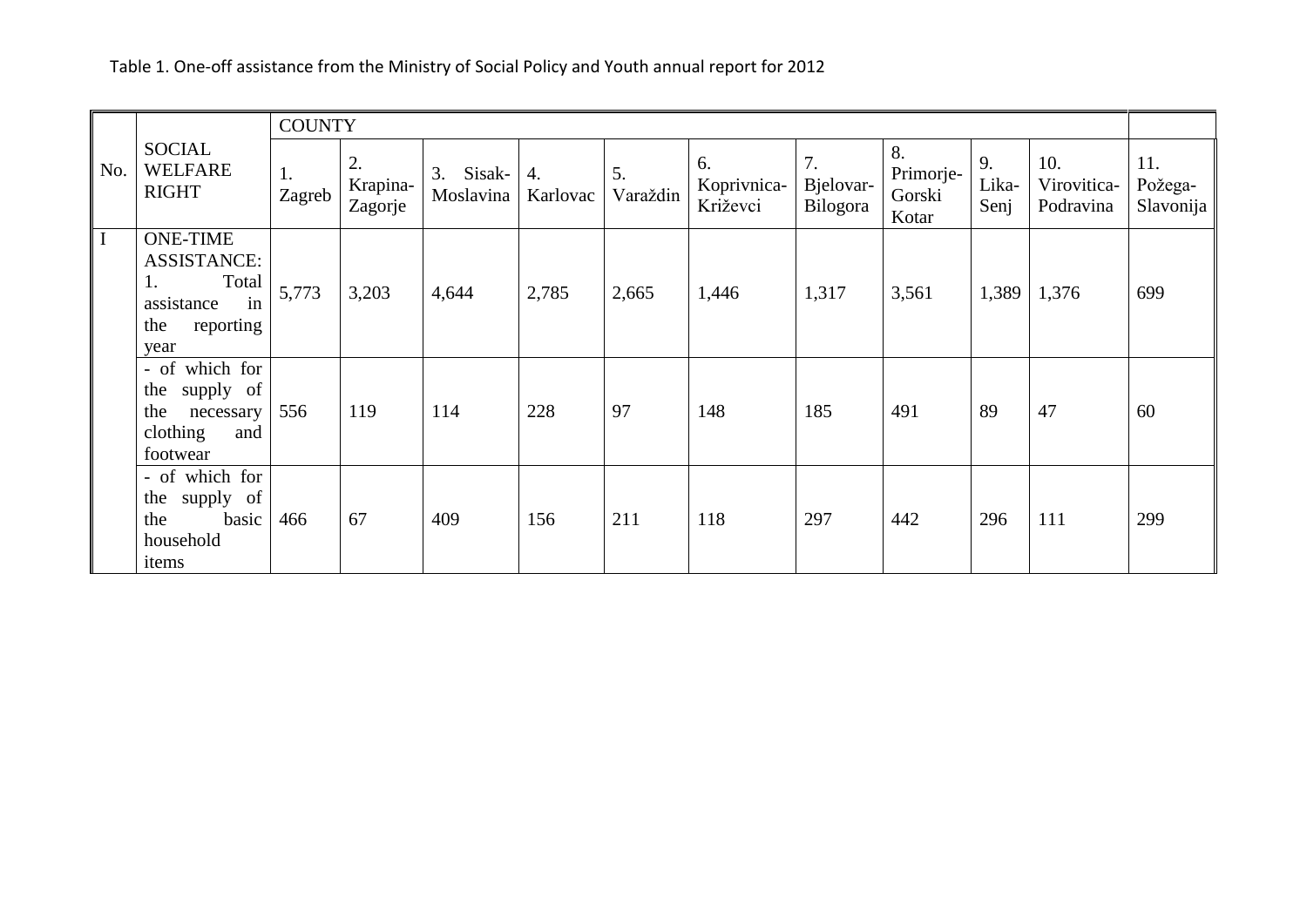Table 1. One-off assistance from the Ministry of Social Policy and Youth annual report for 2012

| No. | SOCIAL WELFARE RIGHT | COUNTY | | | | | | | | | | |
|---|---|---|---|---|---|---|---|---|---|---|---|---|
| | | 1. Zagreb | 2. Krapina-Zagorje | 3. Sisak-Moslavina | 4. Karlovac | 5. Varaždin | 6. Koprivnica-Križevci | 7. Bjelovar-Bilogora | 8. Primorje-Gorski Kotar | 9. Lika-Senj | 10. Virovitica-Podravina | 11. Požega-Slavonija |
| I | ONE-TIME ASSISTANCE: 1. Total assistance in the reporting year | 5,773 | 3,203 | 4,644 | 2,785 | 2,665 | 1,446 | 1,317 | 3,561 | 1,389 | 1,376 | 699 |
| | - of which for the supply of the necessary clothing and footwear | 556 | 119 | 114 | 228 | 97 | 148 | 185 | 491 | 89 | 47 | 60 |
| | - of which for the supply of the basic household items | 466 | 67 | 409 | 156 | 211 | 118 | 297 | 442 | 296 | 111 | 299 |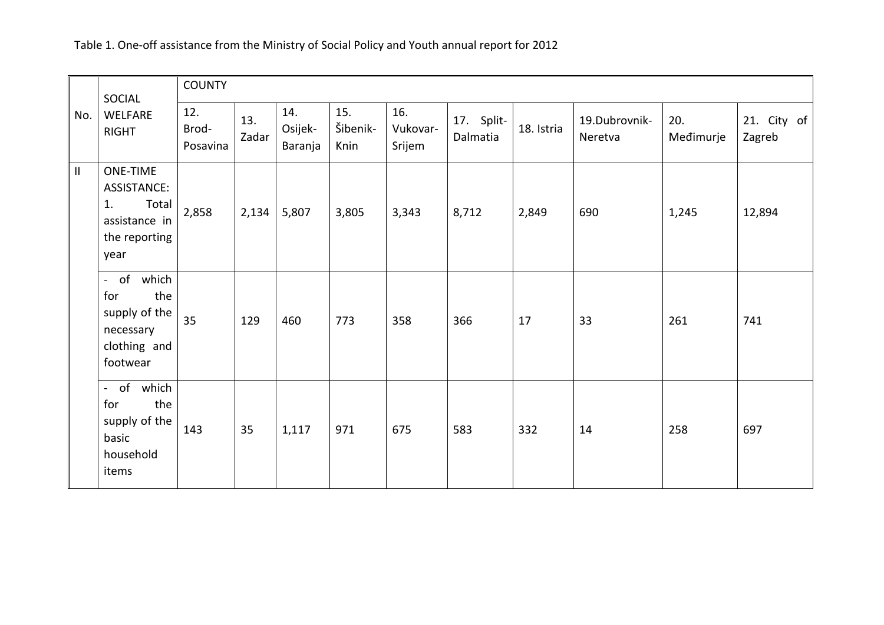Table 1. One-off assistance from the Ministry of Social Policy and Youth annual report for 2012

| No. | SOCIAL WELFARE RIGHT | COUNTY | | | | | | | | | |
|---|---|---|---|---|---|---|---|---|---|---|---|
| | | 12. Brod-Posavina | 13. Zadar | 14. Osijek-Baranja | 15. Šibenik-Knin | 16. Vukovar-Srijem | 17. Split-Dalmatia | 18. Istria | 19.Dubrovnik-Neretva | 20. Međimurje | 21. City of Zagreb |
| II | ONE-TIME ASSISTANCE: 1. Total assistance in the reporting year | 2,858 | 2,134 | 5,807 | 3,805 | 3,343 | 8,712 | 2,849 | 690 | 1,245 | 12,894 |
| | - of which for the supply of the necessary clothing and footwear | 35 | 129 | 460 | 773 | 358 | 366 | 17 | 33 | 261 | 741 |
| | - of which for the supply of the basic household items | 143 | 35 | 1,117 | 971 | 675 | 583 | 332 | 14 | 258 | 697 |